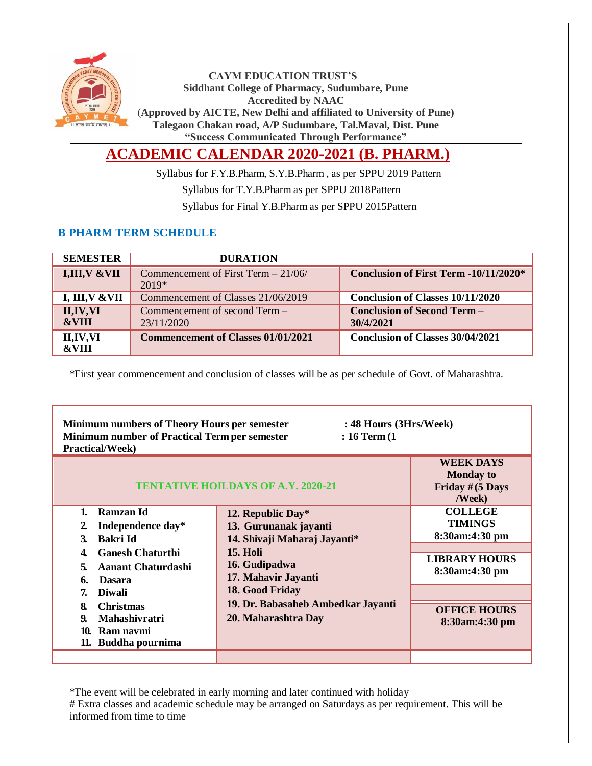**CAYM EDUCATION TRUST'S**
**Siddhant College of Pharmacy, Sudumbare, Pune**
**Accredited by NAAC**
**(Approved by AICTE, New Delhi and affiliated to University of Pune)**
**Talegaon Chakan road, A/P Sudumbare, Tal.Maval, Dist. Pune**
**"Success Communicated Through Performance"**

# ACADEMIC CALENDAR 2020-2021 (B. PHARM.)

Syllabus for F.Y.B.Pharm, S.Y.B.Pharm , as per SPPU 2019 Pattern

Syllabus for T.Y.B.Pharm as per SPPU 2018Pattern

Syllabus for Final Y.B.Pharm as per SPPU 2015Pattern

## B PHARM TERM SCHEDULE

| SEMESTER | DURATION | |
|---|---|---|
| **I,III,V &VII** | Commencement of First Term – 21/06/ 2019* | **Conclusion of First Term -10/11/2020*** |
| **I, III,V &VII** | Commencement of Classes 21/06/2019 | **Conclusion of Classes 10/11/2020** |
| **II,IV,VI &VIII** | Commencement of second Term – 23/11/2020 | **Conclusion of Second Term – 30/4/2021** |
| **II,IV,VI &VIII** | **Commencement of Classes 01/01/2021** | **Conclusion of Classes 30/04/2021** |

*First year commencement and conclusion of classes will be as per schedule of Govt. of Maharashtra.

**Minimum numbers of Theory Hours per semester : 48 Hours (3Hrs/Week)**
**Minimum number of Practical Term per semester : 16 Term (1 Practical/Week)**

| TENTATIVE HOILDAYS OF A.Y. 2020-21 | | WEEK DAYS Monday to Friday #(5 Days /Week) |
|---|---|---|
| 1. Ramzan Id<br>2. Independence day*<br>3. Bakri Id<br>4. Ganesh Chaturthi<br>5. Aanant Chaturdashi<br>6. Dasara<br>7. Diwali<br>8. Christmas<br>9. Mahashivratri<br>10. Ram navmi<br>11. Buddha pournima | 12. Republic Day*<br>13. Gurunanak jayanti<br>14. Shivaji Maharaj Jayanti*<br>15. Holi<br>16. Gudipadwa<br>17. Mahavir Jayanti<br>18. Good Friday<br>19. Dr. Babasaheb Ambedkar Jayanti<br>20. Maharashtra Day | **COLLEGE TIMINGS**<br>**8:30am:4:30 pm**<br><br>**LIBRARY HOURS**<br>**8:30am:4:30 pm**<br><br>**OFFICE HOURS**<br>**8:30am:4:30 pm** |
| | | |

*The event will be celebrated in early morning and later continued with holiday
# Extra classes and academic schedule may be arranged on Saturdays as per requirement. This will be informed from time to time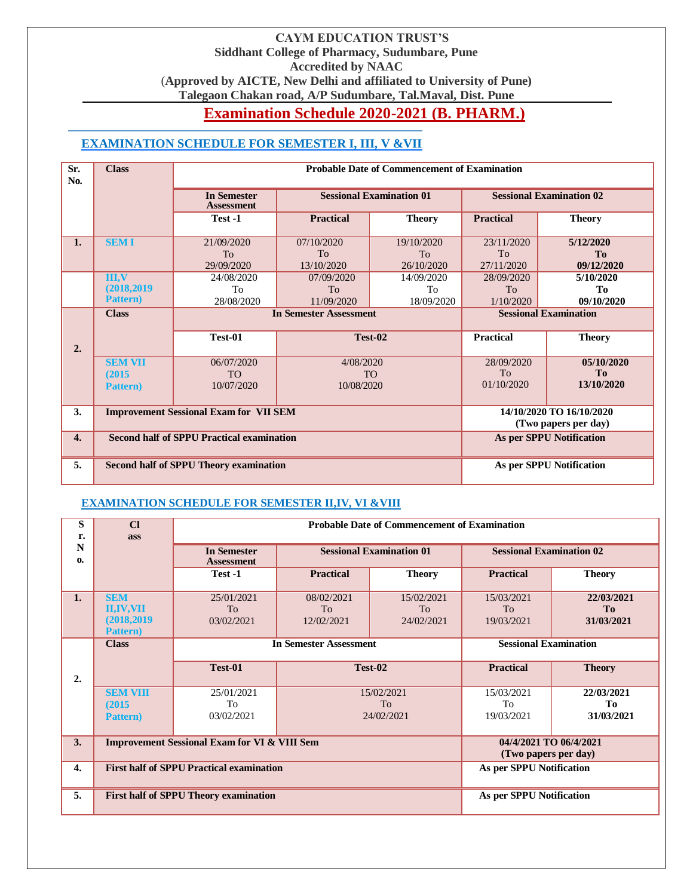**CAYM EDUCATION TRUST'S**
**Siddhant College of Pharmacy, Sudumbare, Pune**
**Accredited by NAAC**
**(Approved by AICTE, New Delhi and affiliated to University of Pune)**
**Talegaon Chakan road, A/P Sudumbare, Tal.Maval, Dist. Pune**

# Examination Schedule 2020-2021 (B. PHARM.)

## EXAMINATION SCHEDULE FOR SEMESTER I, III, V &VII

| Sr. No. | Class | Probable Date of Commencement of Examination | | | | |
|---|---|---|---|---|---|---|
| | | In Semester Assessment | Sessional Examination 01 | | Sessional Examination 02 | |
| | | Test -1 | Practical | Theory | Practical | Theory |
| 1. | SEM I | 21/09/2020 To 29/09/2020 | 07/10/2020 To 13/10/2020 | 19/10/2020 To 26/10/2020 | 23/11/2020 To 27/11/2020 | **5/12/2020 To 09/12/2020** |
| | III,V (2018,2019 Pattern) | 24/08/2020 To 28/08/2020 | 07/09/2020 To 11/09/2020 | 14/09/2020 To 18/09/2020 | 28/09/2020 To 1/10/2020 | **5/10/2020 To 09/10/2020** |
| 2. | Class | In Semester Assessment | | | Sessional Examination | |
| | | Test-01 | Test-02 | | Practical | Theory |
| | SEM VII (2015 Pattern) | 06/07/2020 TO 10/07/2020 | 4/08/2020 TO 10/08/2020 | | 28/09/2020 To 01/10/2020 | **05/10/2020 To 13/10/2020** |
| 3. | **Improvement Sessional Exam for VII SEM** | | | | **14/10/2020 TO 16/10/2020 (Two papers per day)** | |
| 4. | **Second half of SPPU Practical examination** | | | | **As per SPPU Notification** | |
| 5. | **Second half of SPPU Theory examination** | | | | **As per SPPU Notification** | |

## EXAMINATION SCHEDULE FOR SEMESTER II,IV, VI &VIII

| Sr. No. | Class | Probable Date of Commencement of Examination | | | | |
|---|---|---|---|---|---|---|
| | | In Semester Assessment | Sessional Examination 01 | | Sessional Examination 02 | |
| | | Test -1 | Practical | Theory | Practical | Theory |
| 1. | SEM II,IV,VII (2018,2019 Pattern) | 25/01/2021 To 03/02/2021 | 08/02/2021 To 12/02/2021 | 15/02/2021 To 24/02/2021 | 15/03/2021 To 19/03/2021 | **22/03/2021 To 31/03/2021** |
| 2. | Class | In Semester Assessment | | | Sessional Examination | |
| | | Test-01 | Test-02 | | Practical | Theory |
| | SEM VIII (2015 Pattern) | 25/01/2021 To 03/02/2021 | 15/02/2021 To 24/02/2021 | | 15/03/2021 To 19/03/2021 | **22/03/2021 To 31/03/2021** |
| 3. | **Improvement Sessional Exam for VI & VIII Sem** | | | | **04/4/2021 TO 06/4/2021 (Two papers per day)** | |
| 4. | **First half of SPPU Practical examination** | | | | **As per SPPU Notification** | |
| 5. | **First half of SPPU Theory examination** | | | | **As per SPPU Notification** | |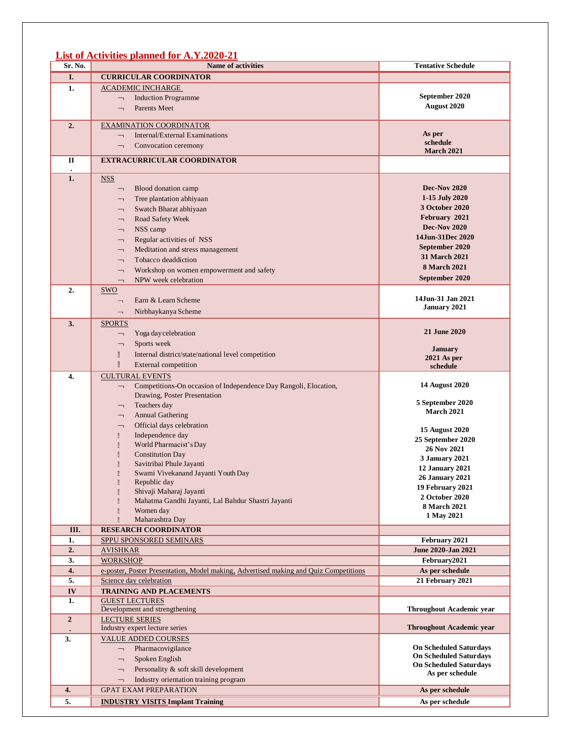## List of Activities planned for A.Y.2020-21

| Sr. No. | Name of activities | Tentative Schedule |
|---|---|---|
| **I.** | **CURRICULAR COORDINATOR** | |
| **1.** | ACADEMIC INCHARGE<br>¬ Induction Programme<br>¬ Parents Meet | **September 2020**<br>**August 2020** |
| **2.** | EXAMINATION COORDINATOR<br>¬ Internal/External Examinations<br>¬ Convocation ceremony | **As per schedule**<br>**March 2021** |
| **II.** | **EXTRACURRICULAR COORDINATOR** | |
| **1.** | NSS<br>¬ Blood donation camp<br>¬ Tree plantation abhiyaan<br>¬ Swatch Bharat abhiyaan<br>¬ Road Safety Week<br>¬ NSS camp<br>¬ Regular activities of NSS<br>¬ Meditation and stress management<br>¬ Tobacco deaddiction<br>¬ Workshop on women empowerment and safety<br>¬ NPW week celebration | **Dec-Nov 2020**<br>**1-15 July 2020**<br>**3 October 2020**<br>**February 2021**<br>**Dec-Nov 2020**<br>**14Jun-31Dec 2020**<br>**September 2020**<br>**31 March 2021**<br>**8 March 2021**<br>**September 2020** |
| **2.** | SWO<br>¬ Earn & Learn Scheme<br>¬ Nirbhaykanya Scheme | **14Jun-31 Jan 2021**<br>**January 2021** |
| **3.** | SPORTS<br>¬ Yoga day celebration<br>¬ Sports week<br>Internal district/state/national level competition<br>External competition | **21 June 2020**<br>**January 2021 As per schedule** |
| **4.** | CULTURAL EVENTS<br>¬ Competitions-On occasion of Independence Day Rangoli, Elocation, Drawing, Poster Presentation<br>¬ Teachers day<br>¬ Annual Gathering<br>¬ Official days celebration<br>Independence day<br>World Pharmacist's Day<br>Constitution Day<br>Savitribai Phule Jayanti<br>Swami Vivekanand Jayanti Youth Day<br>Republic day<br>Shivaji Maharaj Jayanti<br>Mahatma Gandhi Jayanti, Lal Bahdur Shastri Jayanti<br>Women day<br>Maharashtra Day | **14 August 2020**<br>**5 September 2020**<br>**March 2021**<br>**15 August 2020**<br>**25 September 2020**<br>**26 Nov 2021**<br>**3 January 2021**<br>**12 January 2021**<br>**26 January 2021**<br>**19 February 2021**<br>**2 October 2020**<br>**8 March 2021**<br>**1 May 2021** |
| **III.** | **RESEARCH COORDINATOR** | |
| **1.** | SPPU SPONSORED SEMINARS | **February 2021** |
| **2.** | AVISHKAR | **June 2020-Jan 2021** |
| **3.** | WORKSHOP | **February2021** |
| **4.** | e-poster, Poster Presentation, Model making, Advertised making and Quiz Competitions | **As per schedule** |
| **5.** | Science day celebration | **21 February 2021** |
| **IV** | **TRAINING AND PLACEMENTS** | |
| **1.** | GUEST LECTURES<br>Development and strengthening | **Throughout Academic year** |
| **2.** | LECTURE SERIES<br>Industry expert lecture series | **Throughout Academic year** |
| **3.** | VALUE ADDED COURSES<br>¬ Pharmacovigilance<br>¬ Spoken English<br>¬ Personality & soft skill development<br>¬ Industry orientation training program | **On Scheduled Saturdays**<br>**On Scheduled Saturdays**<br>**On Scheduled Saturdays**<br>**As per schedule** |
| **4.** | GPAT EXAM PREPARATION | **As per schedule** |
| **5.** | **INDUSTRY VISITS Implant Training** | **As per schedule** |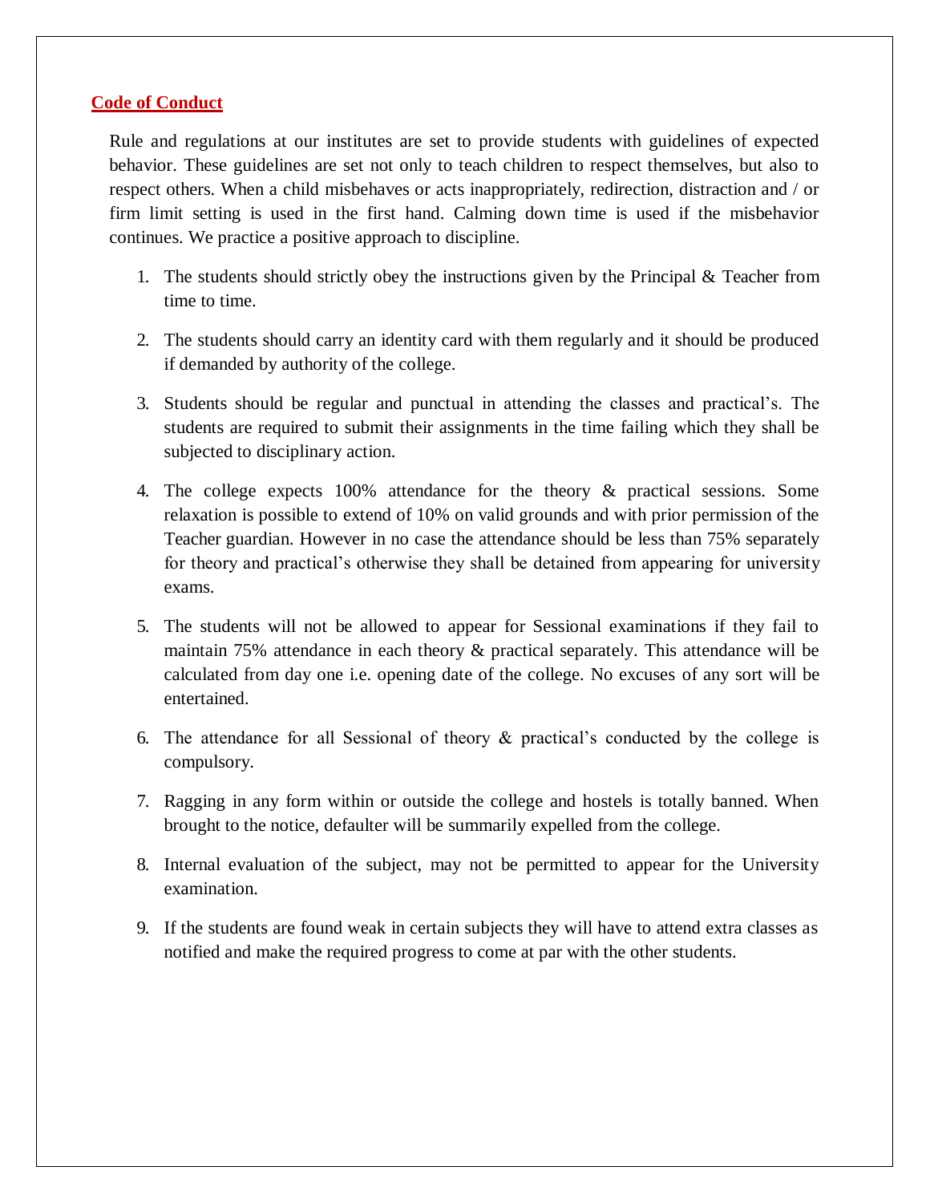## **Code of Conduct**

Rule and regulations at our institutes are set to provide students with guidelines of expected behavior. These guidelines are set not only to teach children to respect themselves, but also to respect others. When a child misbehaves or acts inappropriately, redirection, distraction and / or firm limit setting is used in the first hand. Calming down time is used if the misbehavior continues. We practice a positive approach to discipline.

1. The students should strictly obey the instructions given by the Principal & Teacher from time to time.

2. The students should carry an identity card with them regularly and it should be produced if demanded by authority of the college.

3. Students should be regular and punctual in attending the classes and practical's. The students are required to submit their assignments in the time failing which they shall be subjected to disciplinary action.

4. The college expects 100% attendance for the theory & practical sessions. Some relaxation is possible to extend of 10% on valid grounds and with prior permission of the Teacher guardian. However in no case the attendance should be less than 75% separately for theory and practical's otherwise they shall be detained from appearing for university exams.

5. The students will not be allowed to appear for Sessional examinations if they fail to maintain 75% attendance in each theory & practical separately. This attendance will be calculated from day one i.e. opening date of the college. No excuses of any sort will be entertained.

6. The attendance for all Sessional of theory & practical's conducted by the college is compulsory.

7. Ragging in any form within or outside the college and hostels is totally banned. When brought to the notice, defaulter will be summarily expelled from the college.

8. Internal evaluation of the subject, may not be permitted to appear for the University examination.

9. If the students are found weak in certain subjects they will have to attend extra classes as notified and make the required progress to come at par with the other students.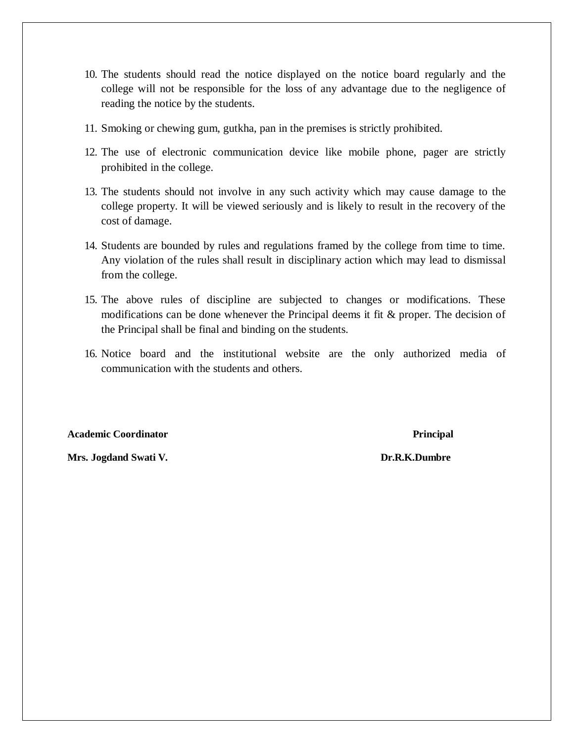10. The students should read the notice displayed on the notice board regularly and the college will not be responsible for the loss of any advantage due to the negligence of reading the notice by the students.
11. Smoking or chewing gum, gutkha, pan in the premises is strictly prohibited.
12. The use of electronic communication device like mobile phone, pager are strictly prohibited in the college.
13. The students should not involve in any such activity which may cause damage to the college property. It will be viewed seriously and is likely to result in the recovery of the cost of damage.
14. Students are bounded by rules and regulations framed by the college from time to time. Any violation of the rules shall result in disciplinary action which may lead to dismissal from the college.
15. The above rules of discipline are subjected to changes or modifications. These modifications can be done whenever the Principal deems it fit & proper. The decision of the Principal shall be final and binding on the students.
16. Notice board and the institutional website are the only authorized media of communication with the students and others.

**Academic Coordinator** **Principal**

**Mrs. Jogdand Swati V.** **Dr.R.K.Dumbre**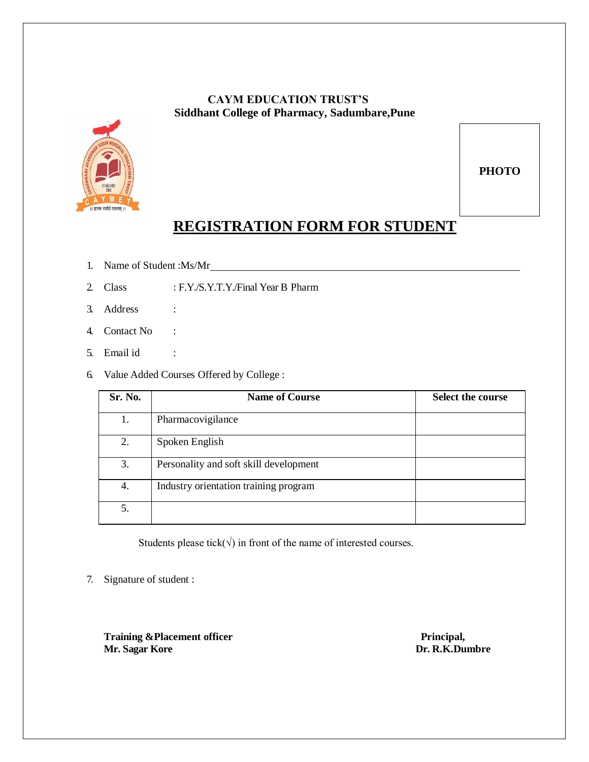**CAYM EDUCATION TRUST'S**
**Siddhant College of Pharmacy, Sadumbare,Pune**

**PHOTO**

# REGISTRATION FORM FOR STUDENT

1. Name of Student :Ms/Mr\_\_\_\_\_\_\_\_\_\_\_\_\_\_\_\_\_\_\_\_\_\_\_\_\_\_\_\_\_\_\_\_\_\_\_\_\_\_\_\_\_\_\_\_\_\_\_\_\_\_
2. Class : F.Y./S.Y.T.Y./Final Year B Pharm
3. Address :
4. Contact No :
5. Email id :
6. Value Added Courses Offered by College :

| Sr. No. | Name of Course | Select the course |
|---|---|---|
| 1. | Pharmacovigilance | |
| 2. | Spoken English | |
| 3. | Personality and soft skill development | |
| 4. | Industry orientation training program | |
| 5. | | |

Students please tick(√) in front of the name of interested courses.

7. Signature of student :

**Training &Placement officer**
**Mr. Sagar Kore**

**Principal,**
**Dr. R.K.Dumbre**